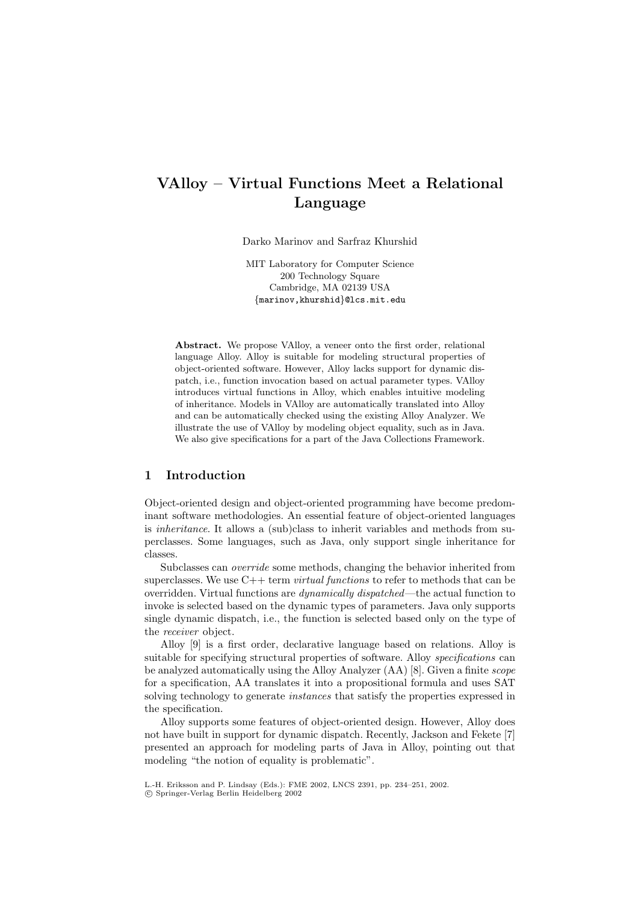# VAlloy – Virtual Functions Meet a Relational Language

Darko Marinov and Sarfraz Khurshid

MIT Laboratory for Computer Science  
200 Technology Square  
Cambridge, MA 02139 USA  
{marinov,khurshid}@lcs.mit.edu

**Abstract.** We propose VAlloy, a veneer onto the first order, relational language Alloy. Alloy is suitable for modeling structural properties of object-oriented software. However, Alloy lacks support for dynamic dispatch, i.e., function invocation based on actual parameter types. VAlloy introduces virtual functions in Alloy, which enables intuitive modeling of inheritance. Models in VAlloy are automatically translated into Alloy and can be automatically checked using the existing Alloy Analyzer. We illustrate the use of VAlloy by modeling object equality, such as in Java. We also give specifications for a part of the Java Collections Framework.

## 1 Introduction

Object-oriented design and object-oriented programming have become predominant software methodologies. An essential feature of object-oriented languages is *inheritance*. It allows a (sub)class to inherit variables and methods from superclasses. Some languages, such as Java, only support single inheritance for classes.

Subclasses can *override* some methods, changing the behavior inherited from superclasses. We use C++ term *virtual functions* to refer to methods that can be overridden. Virtual functions are *dynamically dispatched*—the actual function to invoke is selected based on the dynamic types of parameters. Java only supports single dynamic dispatch, i.e., the function is selected based only on the type of the *receiver* object.

Alloy [9] is a first order, declarative language based on relations. Alloy is suitable for specifying structural properties of software. Alloy *specifications* can be analyzed automatically using the Alloy Analyzer (AA) [8]. Given a finite *scope* for a specification, AA translates it into a propositional formula and uses SAT solving technology to generate *instances* that satisfy the properties expressed in the specification.

Alloy supports some features of object-oriented design. However, Alloy does not have built in support for dynamic dispatch. Recently, Jackson and Fekete [7] presented an approach for modeling parts of Java in Alloy, pointing out that modeling "the notion of equality is problematic".

L.-H. Eriksson and P. Lindsay (Eds.): FME 2002, LNCS 2391, pp. 234–251, 2002.  
© Springer-Verlag Berlin Heidelberg 2002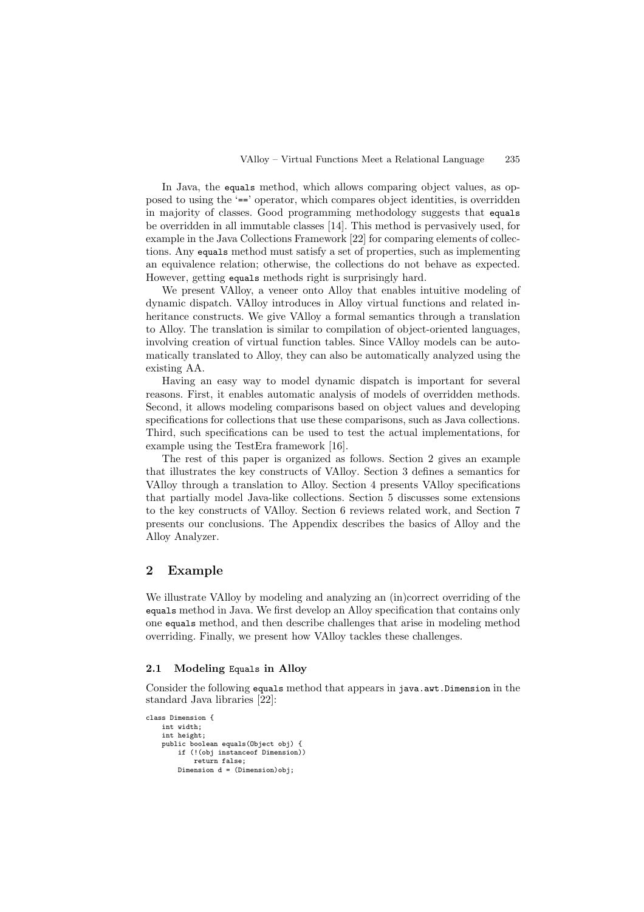In Java, the `equals` method, which allows comparing object values, as opposed to using the '`==`' operator, which compares object identities, is overridden in majority of classes. Good programming methodology suggests that `equals` be overridden in all immutable classes [14]. This method is pervasively used, for example in the Java Collections Framework [22] for comparing elements of collections. Any `equals` method must satisfy a set of properties, such as implementing an equivalence relation; otherwise, the collections do not behave as expected. However, getting `equals` methods right is surprisingly hard.

We present VAlloy, a veneer onto Alloy that enables intuitive modeling of dynamic dispatch. VAlloy introduces in Alloy virtual functions and related inheritance constructs. We give VAlloy a formal semantics through a translation to Alloy. The translation is similar to compilation of object-oriented languages, involving creation of virtual function tables. Since VAlloy models can be automatically translated to Alloy, they can also be automatically analyzed using the existing AA.

Having an easy way to model dynamic dispatch is important for several reasons. First, it enables automatic analysis of models of overridden methods. Second, it allows modeling comparisons based on object values and developing specifications for collections that use these comparisons, such as Java collections. Third, such specifications can be used to test the actual implementations, for example using the TestEra framework [16].

The rest of this paper is organized as follows. Section 2 gives an example that illustrates the key constructs of VAlloy. Section 3 defines a semantics for VAlloy through a translation to Alloy. Section 4 presents VAlloy specifications that partially model Java-like collections. Section 5 discusses some extensions to the key constructs of VAlloy. Section 6 reviews related work, and Section 7 presents our conclusions. The Appendix describes the basics of Alloy and the Alloy Analyzer.

## 2 Example

We illustrate VAlloy by modeling and analyzing an (in)correct overriding of the `equals` method in Java. We first develop an Alloy specification that contains only one `equals` method, and then describe challenges that arise in modeling method overriding. Finally, we present how VAlloy tackles these challenges.

### 2.1 Modeling `Equals` in Alloy

Consider the following `equals` method that appears in `java.awt.Dimension` in the standard Java libraries [22]:

```
class Dimension {
    int width;
    int height;
    public boolean equals(Object obj) {
        if (!(obj instanceof Dimension))
            return false;
        Dimension d = (Dimension)obj;
```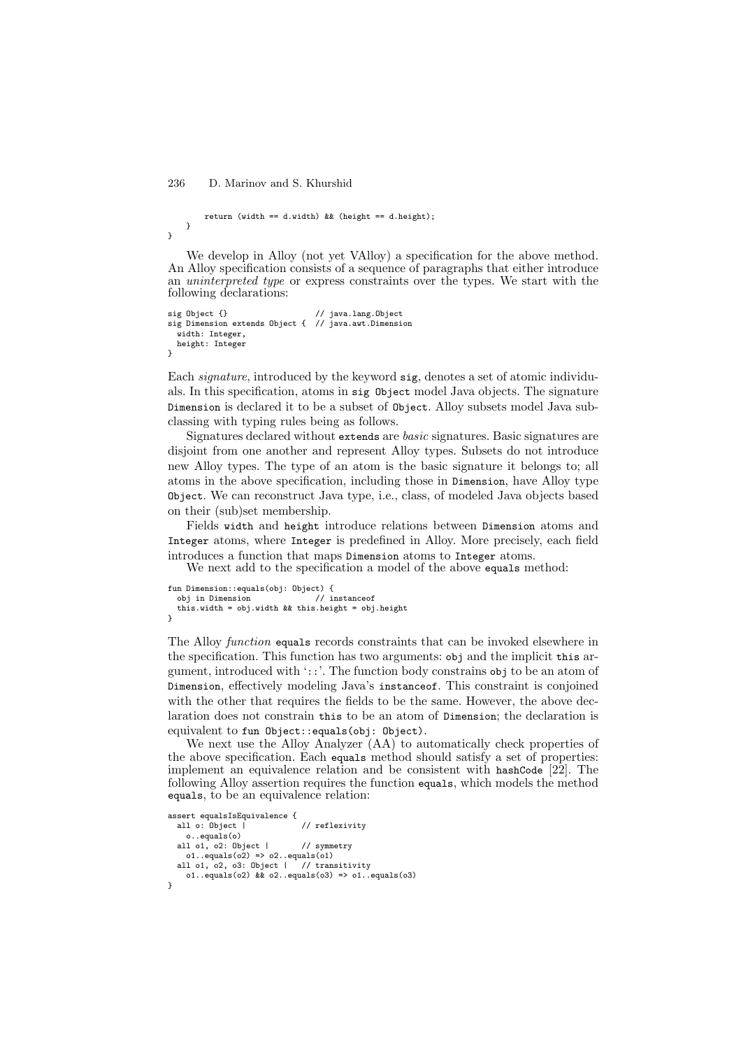```
        return (width == d.width) && (height == d.height);
    }
}
```

We develop in Alloy (not yet VAlloy) a specification for the above method. An Alloy specification consists of a sequence of paragraphs that either introduce an *uninterpreted type* or express constraints over the types. We start with the following declarations:

```
sig Object {}                    // java.lang.Object
sig Dimension extends Object {   // java.awt.Dimension
  width: Integer,
  height: Integer
}
```

Each *signature*, introduced by the keyword `sig`, denotes a set of atomic individuals. In this specification, atoms in `sig Object` model Java objects. The signature `Dimension` is declared it to be a subset of `Object`. Alloy subsets model Java subclassing with typing rules being as follows.

Signatures declared without `extends` are *basic* signatures. Basic signatures are disjoint from one another and represent Alloy types. Subsets do not introduce new Alloy types. The type of an atom is the basic signature it belongs to; all atoms in the above specification, including those in `Dimension`, have Alloy type `Object`. We can reconstruct Java type, i.e., class, of modeled Java objects based on their (sub)set membership.

Fields `width` and `height` introduce relations between `Dimension` atoms and `Integer` atoms, where `Integer` is predefined in Alloy. More precisely, each field introduces a function that maps `Dimension` atoms to `Integer` atoms.

We next add to the specification a model of the above `equals` method:

```
fun Dimension::equals(obj: Object) {
  obj in Dimension              // instanceof
  this.width = obj.width && this.height = obj.height
}
```

The Alloy *function* `equals` records constraints that can be invoked elsewhere in the specification. This function has two arguments: `obj` and the implicit `this` argument, introduced with '`::`'. The function body constrains `obj` to be an atom of `Dimension`, effectively modeling Java's `instanceof`. This constraint is conjoined with the other that requires the fields to be the same. However, the above declaration does not constrain `this` to be an atom of `Dimension`; the declaration is equivalent to `fun Object::equals(obj: Object)`.

We next use the Alloy Analyzer (AA) to automatically check properties of the above specification. Each `equals` method should satisfy a set of properties: implement an equivalence relation and be consistent with `hashCode` [22]. The following Alloy assertion requires the function `equals`, which models the method `equals`, to be an equivalence relation:

```
assert equalsIsEquivalence {
  all o: Object |             // reflexivity
    o..equals(o)
  all o1, o2: Object |        // symmetry
    o1..equals(o2) => o2..equals(o1)
  all o1, o2, o3: Object |    // transitivity
    o1..equals(o2) && o2..equals(o3) => o1..equals(o3)
}
```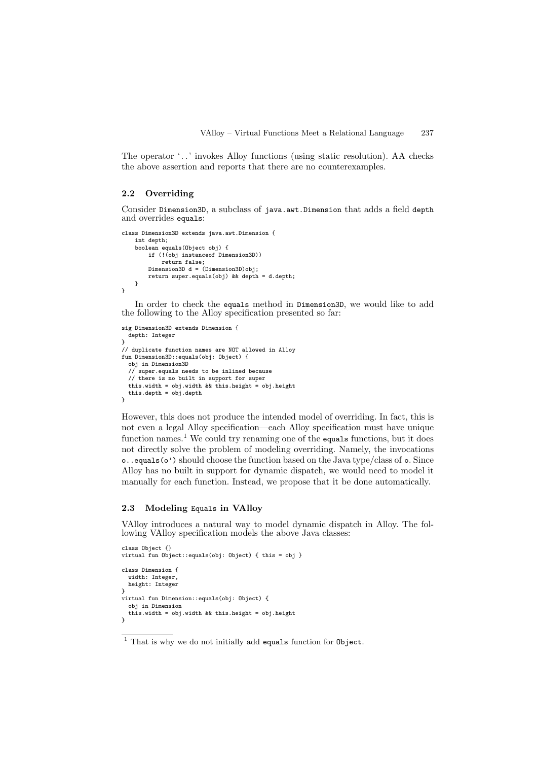The operator '..' invokes Alloy functions (using static resolution). AA checks the above assertion and reports that there are no counterexamples.

### 2.2 Overriding

Consider `Dimension3D`, a subclass of `java.awt.Dimension` that adds a field `depth` and overrides `equals`:

```
class Dimension3D extends java.awt.Dimension {
    int depth;
    boolean equals(Object obj) {
        if (!(obj instanceof Dimension3D))
            return false;
        Dimension3D d = (Dimension3D)obj;
        return super.equals(obj) && depth = d.depth;
    }
}
```

In order to check the `equals` method in `Dimension3D`, we would like to add the following to the Alloy specification presented so far:

```
sig Dimension3D extends Dimension {
  depth: Integer
}
// duplicate function names are NOT allowed in Alloy
fun Dimension3D::equals(obj: Object) {
  obj in Dimension3D
  // super.equals needs to be inlined because
  // there is no built in support for super
  this.width = obj.width && this.height = obj.height
  this.depth = obj.depth
}
```

However, this does not produce the intended model of overriding. In fact, this is not even a legal Alloy specification—each Alloy specification must have unique function names.[1] We could try renaming one of the `equals` functions, but it does not directly solve the problem of modeling overriding. Namely, the invocations `o..equals(o')` should choose the function based on the Java type/class of `o`. Since Alloy has no built in support for dynamic dispatch, we would need to model it manually for each function. Instead, we propose that it be done automatically.

### 2.3 Modeling `Equals` in VAlloy

VAlloy introduces a natural way to model dynamic dispatch in Alloy. The following VAlloy specification models the above Java classes:

```
class Object {}
virtual fun Object::equals(obj: Object) { this = obj }

class Dimension {
  width: Integer,
  height: Integer
}
virtual fun Dimension::equals(obj: Object) {
  obj in Dimension
  this.width = obj.width && this.height = obj.height
}
```

[1] That is why we do not initially add `equals` function for `Object`.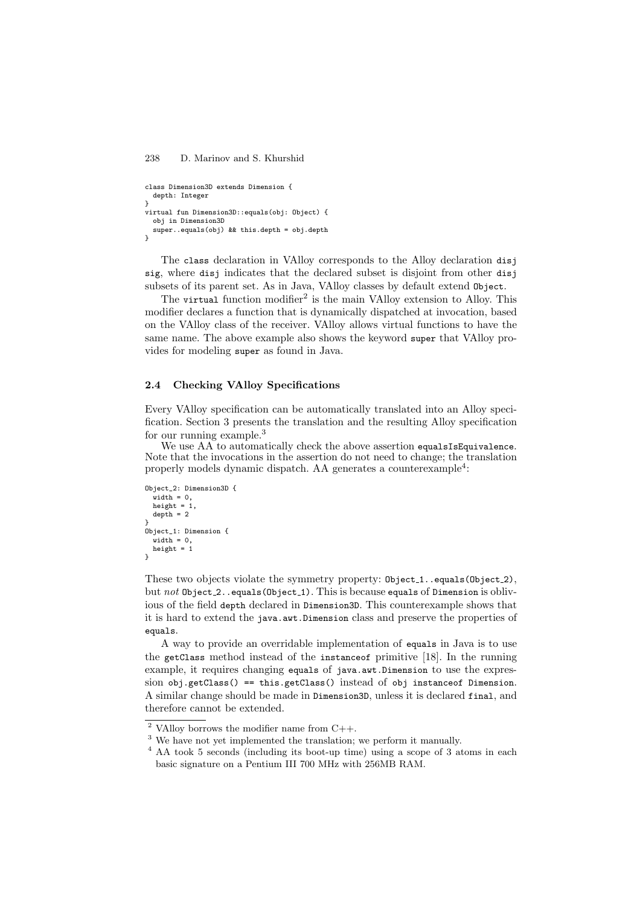```
class Dimension3D extends Dimension {
  depth: Integer
}
virtual fun Dimension3D::equals(obj: Object) {
  obj in Dimension3D
  super..equals(obj) && this.depth = obj.depth
}
```

The `class` declaration in VAlloy corresponds to the Alloy declaration `disj sig`, where `disj` indicates that the declared subset is disjoint from other `disj` subsets of its parent set. As in Java, VAlloy classes by default extend `Object`.

The `virtual` function modifier[2] is the main VAlloy extension to Alloy. This modifier declares a function that is dynamically dispatched at invocation, based on the VAlloy class of the receiver. VAlloy allows virtual functions to have the same name. The above example also shows the keyword `super` that VAlloy provides for modeling `super` as found in Java.

### 2.4 Checking VAlloy Specifications

Every VAlloy specification can be automatically translated into an Alloy specification. Section 3 presents the translation and the resulting Alloy specification for our running example.[3]

We use AA to automatically check the above assertion `equalsIsEquivalence`. Note that the invocations in the assertion do not need to change; the translation properly models dynamic dispatch. AA generates a counterexample[4]:

```
Object_2: Dimension3D {
  width = 0,
  height = 1,
  depth = 2
}
Object_1: Dimension {
  width = 0,
  height = 1
}
```

These two objects violate the symmetry property: `Object_1..equals(Object_2)`, but *not* `Object_2..equals(Object_1)`. This is because `equals` of `Dimension` is oblivious of the field `depth` declared in `Dimension3D`. This counterexample shows that it is hard to extend the `java.awt.Dimension` class and preserve the properties of `equals`.

A way to provide an overridable implementation of `equals` in Java is to use the `getClass` method instead of the `instanceof` primitive [18]. In the running example, it requires changing `equals` of `java.awt.Dimension` to use the expression `obj.getClass() == this.getClass()` instead of `obj instanceof Dimension`. A similar change should be made in `Dimension3D`, unless it is declared `final`, and therefore cannot be extended.

[2] VAlloy borrows the modifier name from C++.

[3] We have not yet implemented the translation; we perform it manually.

[4] AA took 5 seconds (including its boot-up time) using a scope of 3 atoms in each basic signature on a Pentium III 700 MHz with 256MB RAM.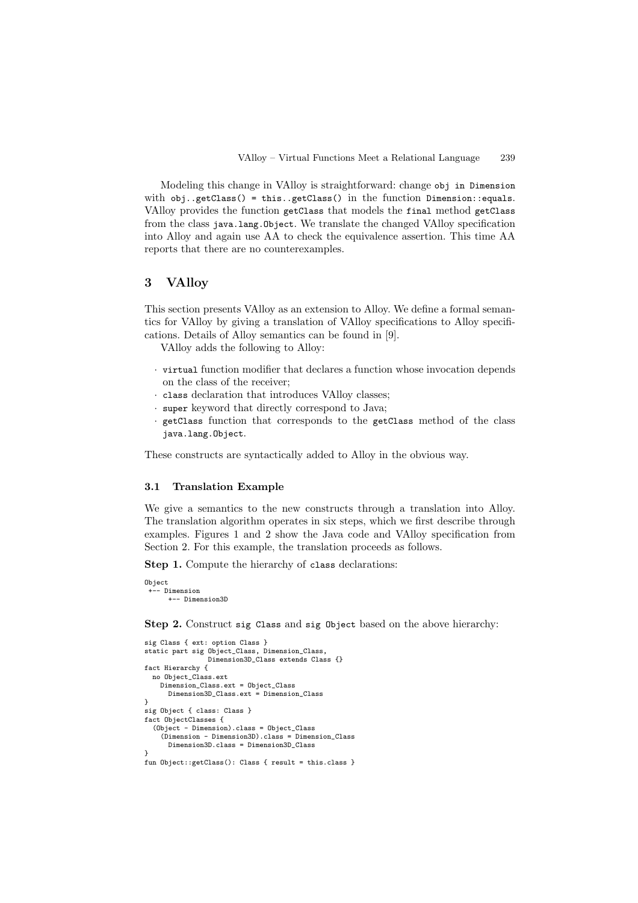Modeling this change in VAlloy is straightforward: change `obj in Dimension` with `obj..getClass() = this..getClass()` in the function `Dimension::equals`. VAlloy provides the function `getClass` that models the `final` method `getClass` from the class `java.lang.Object`. We translate the changed VAlloy specification into Alloy and again use AA to check the equivalence assertion. This time AA reports that there are no counterexamples.

## 3 VAlloy

This section presents VAlloy as an extension to Alloy. We define a formal semantics for VAlloy by giving a translation of VAlloy specifications to Alloy specifications. Details of Alloy semantics can be found in [9].

VAlloy adds the following to Alloy:

- `virtual` function modifier that declares a function whose invocation depends on the class of the receiver;
- `class` declaration that introduces VAlloy classes;
- `super` keyword that directly correspond to Java;
- `getClass` function that corresponds to the `getClass` method of the class `java.lang.Object`.

These constructs are syntactically added to Alloy in the obvious way.

### 3.1 Translation Example

We give a semantics to the new constructs through a translation into Alloy. The translation algorithm operates in six steps, which we first describe through examples. Figures 1 and 2 show the Java code and VAlloy specification from Section 2. For this example, the translation proceeds as follows.

**Step 1.** Compute the hierarchy of `class` declarations:

```
Object
 +-- Dimension
      +-- Dimension3D
```

**Step 2.** Construct `sig Class` and `sig Object` based on the above hierarchy:

```
sig Class { ext: option Class }
static part sig Object_Class, Dimension_Class,
                Dimension3D_Class extends Class {}
fact Hierarchy {
  no Object_Class.ext
    Dimension_Class.ext = Object_Class
      Dimension3D_Class.ext = Dimension_Class
}
sig Object { class: Class }
fact ObjectClasses {
  (Object - Dimension).class = Object_Class
    (Dimension - Dimension3D).class = Dimension_Class
      Dimension3D.class = Dimension3D_Class
}
fun Object::getClass(): Class { result = this.class }
```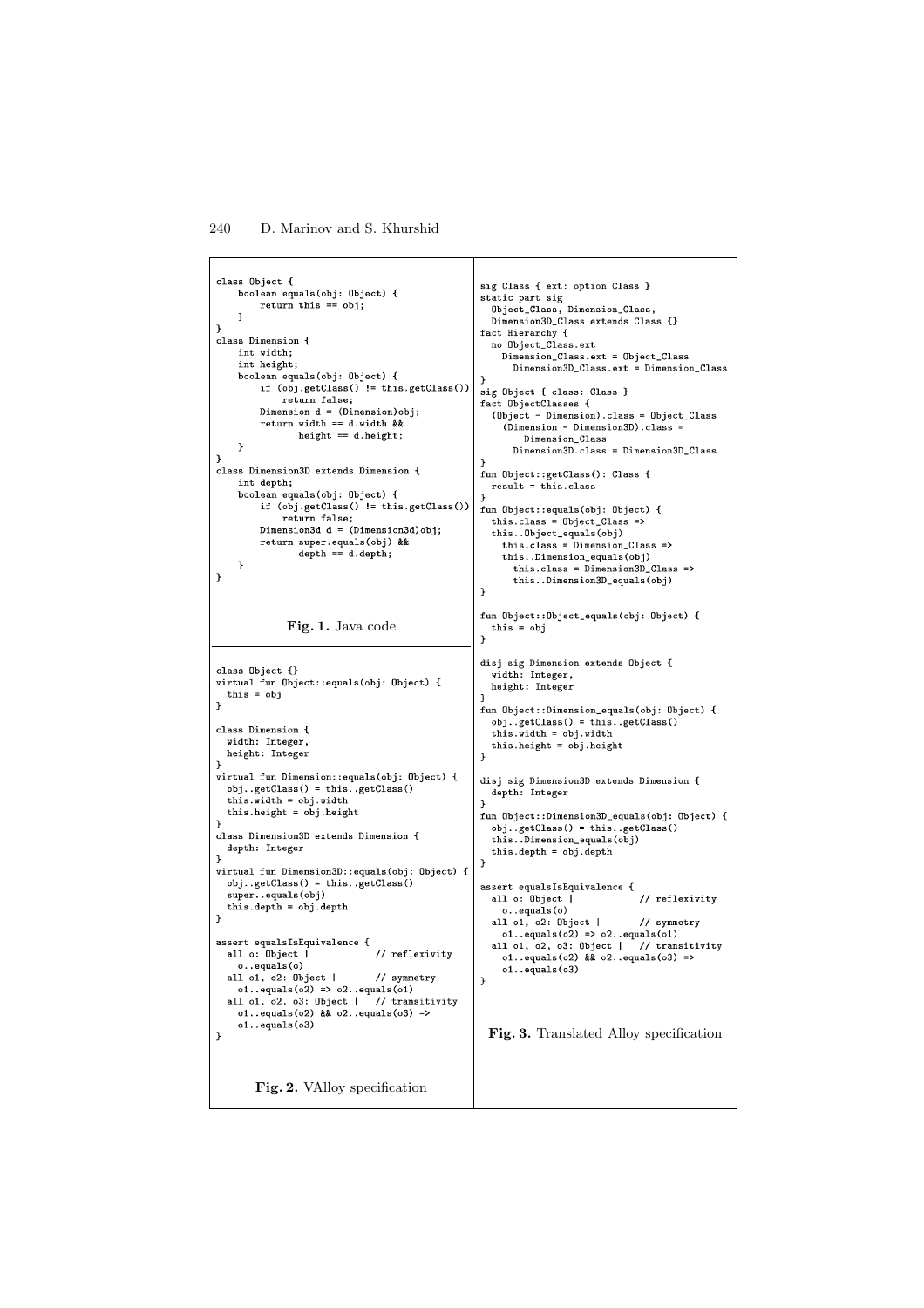```
class Object {
    boolean equals(obj: Object) {
        return this == obj;
    }
}
class Dimension {
    int width;
    int height;
    boolean equals(obj: Object) {
        if (obj.getClass() != this.getClass())
            return false;
        Dimension d = (Dimension)obj;
        return width == d.width &&
               height == d.height;
    }
}
class Dimension3D extends Dimension {
    int depth;
    boolean equals(obj: Object) {
        if (obj.getClass() != this.getClass())
            return false;
        Dimension3d d = (Dimension3d)obj;
        return super.equals(obj) &&
               depth == d.depth;
    }
}
```

**Fig. 1.** Java code

```
class Object {}
virtual fun Object::equals(obj: Object) {
  this = obj
}

class Dimension {
  width: Integer,
  height: Integer
}
virtual fun Dimension::equals(obj: Object) {
  obj..getClass() = this..getClass()
  this.width = obj.width
  this.height = obj.height
}
class Dimension3D extends Dimension {
  depth: Integer
}
virtual fun Dimension3D::equals(obj: Object) {
  obj..getClass() = this..getClass()
  super..equals(obj)
  this.depth = obj.depth
}

assert equalsIsEquivalence {
  all o: Object |              // reflexivity
    o..equals(o)
  all o1, o2: Object |         // symmetry
    o1..equals(o2) => o2..equals(o1)
  all o1, o2, o3: Object |     // transitivity
    o1..equals(o2) && o2..equals(o3) =>
    o1..equals(o3)
}
```

**Fig. 2.** VAlloy specification

```
sig Class { ext: option Class }
static part sig
  Object_Class, Dimension_Class,
  Dimension3D_Class extends Class {}
fact Hierarchy {
  no Object_Class.ext
    Dimension_Class.ext = Object_Class
      Dimension3D_Class.ext = Dimension_Class
}
sig Object { class: Class }
fact ObjectClasses {
  (Object - Dimension).class = Object_Class
    (Dimension - Dimension3D).class =
        Dimension_Class
      Dimension3D.class = Dimension3D_Class
}
fun Object::getClass(): Class {
  result = this.class
}
fun Object::equals(obj: Object) {
  this.class = Object_Class =>
  this..Object_equals(obj)
    this.class = Dimension_Class =>
    this..Dimension_equals(obj)
      this.class = Dimension3D_Class =>
      this..Dimension3D_equals(obj)
}

fun Object::Object_equals(obj: Object) {
  this = obj
}

disj sig Dimension extends Object {
  width: Integer,
  height: Integer
}
fun Object::Dimension_equals(obj: Object) {
  obj..getClass() = this..getClass()
  this.width = obj.width
  this.height = obj.height
}

disj sig Dimension3D extends Dimension {
  depth: Integer
}
fun Object::Dimension3D_equals(obj: Object) {
  obj..getClass() = this..getClass()
  this..Dimension_equals(obj)
  this.depth = obj.depth
}

assert equalsIsEquivalence {
  all o: Object |              // reflexivity
    o..equals(o)
  all o1, o2: Object |         // symmetry
    o1..equals(o2) => o2..equals(o1)
  all o1, o2, o3: Object |     // transitivity
    o1..equals(o2) && o2..equals(o3) =>
    o1..equals(o3)
}
```

**Fig. 3.** Translated Alloy specification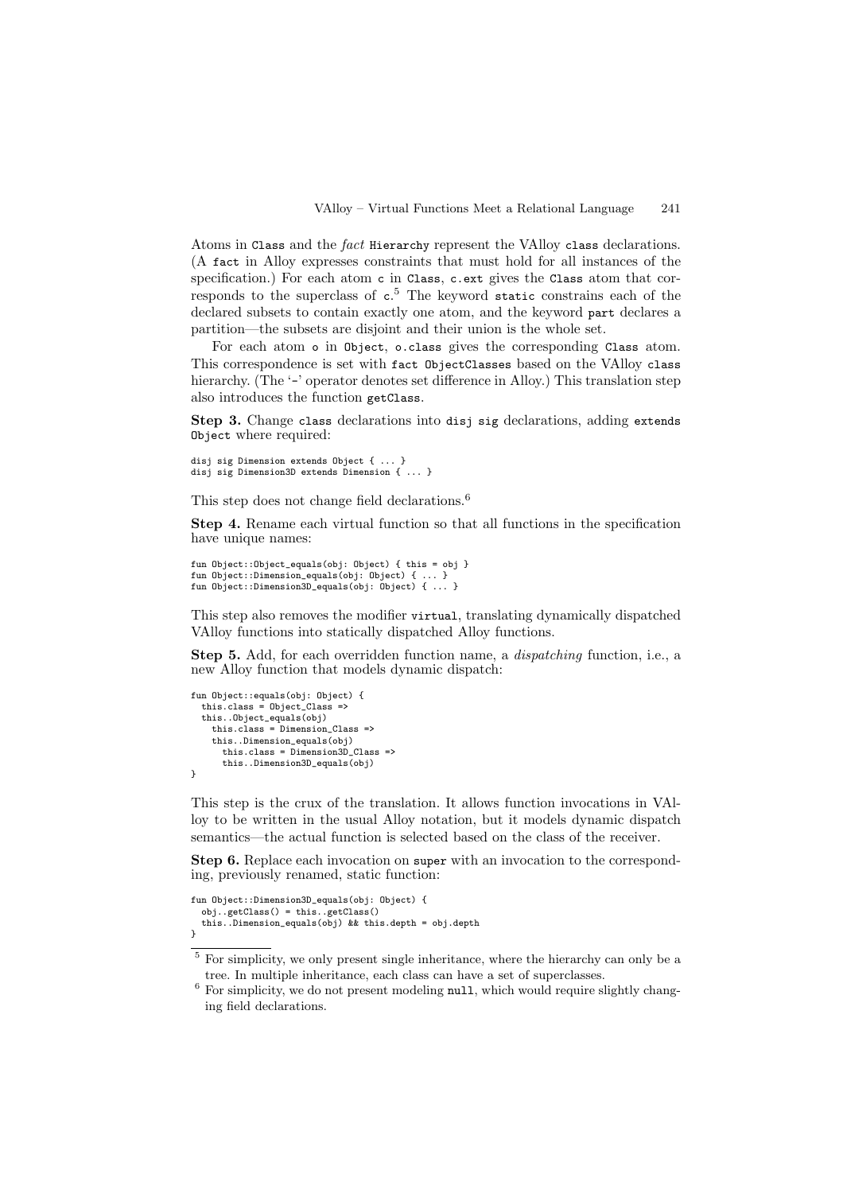Atoms in `Class` and the *fact* `Hierarchy` represent the VAlloy `class` declarations. (A `fact` in Alloy expresses constraints that must hold for all instances of the specification.) For each atom `c` in `Class`, `c.ext` gives the `Class` atom that corresponds to the superclass of `c`.[5] The keyword `static` constrains each of the declared subsets to contain exactly one atom, and the keyword `part` declares a partition—the subsets are disjoint and their union is the whole set.

For each atom `o` in `Object`, `o.class` gives the corresponding `Class` atom. This correspondence is set with `fact ObjectClasses` based on the VAlloy `class` hierarchy. (The '`-`' operator denotes set difference in Alloy.) This translation step also introduces the function `getClass`.

**Step 3.** Change `class` declarations into `disj sig` declarations, adding `extends Object` where required:

```
disj sig Dimension extends Object { ... }
disj sig Dimension3D extends Dimension { ... }
```

This step does not change field declarations.[6]

**Step 4.** Rename each virtual function so that all functions in the specification have unique names:

```
fun Object::Object_equals(obj: Object) { this = obj }
fun Object::Dimension_equals(obj: Object) { ... }
fun Object::Dimension3D_equals(obj: Object) { ... }
```

This step also removes the modifier `virtual`, translating dynamically dispatched VAlloy functions into statically dispatched Alloy functions.

**Step 5.** Add, for each overridden function name, a *dispatching* function, i.e., a new Alloy function that models dynamic dispatch:

```
fun Object::equals(obj: Object) {
  this.class = Object_Class =>
  this..Object_equals(obj)
    this.class = Dimension_Class =>
    this..Dimension_equals(obj)
      this.class = Dimension3D_Class =>
      this..Dimension3D_equals(obj)
}
```

This step is the crux of the translation. It allows function invocations in VAlloy to be written in the usual Alloy notation, but it models dynamic dispatch semantics—the actual function is selected based on the class of the receiver.

**Step 6.** Replace each invocation on `super` with an invocation to the corresponding, previously renamed, static function:

```
fun Object::Dimension3D_equals(obj: Object) {
  obj..getClass() = this..getClass()
  this..Dimension_equals(obj) && this.depth = obj.depth
}
```

---

[5] For simplicity, we only present single inheritance, where the hierarchy can only be a tree. In multiple inheritance, each class can have a set of superclasses.

[6] For simplicity, we do not present modeling `null`, which would require slightly changing field declarations.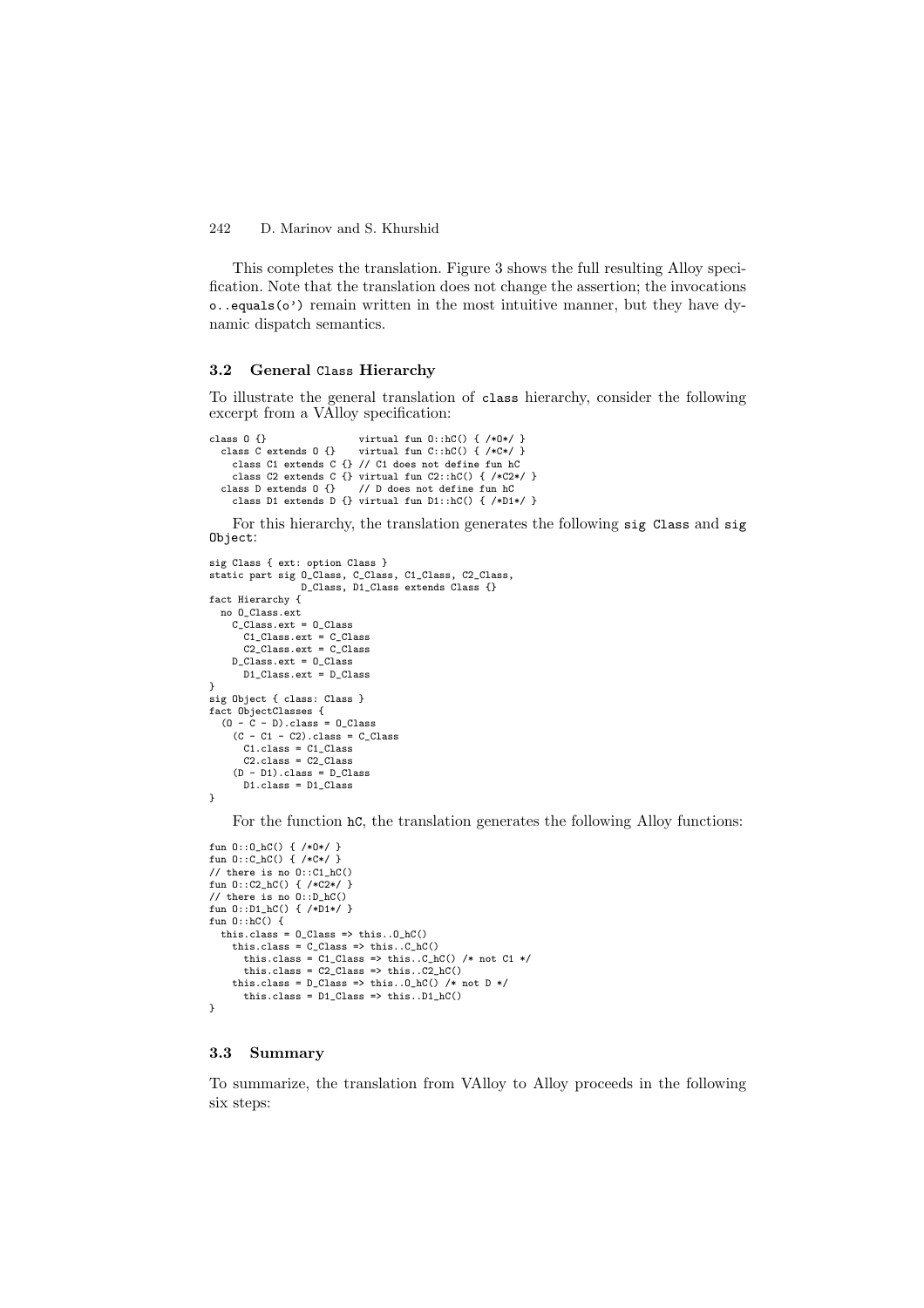This completes the translation. Figure 3 shows the full resulting Alloy specification. Note that the translation does not change the assertion; the invocations `o..equals(o')` remain written in the most intuitive manner, but they have dynamic dispatch semantics.

### 3.2 General `Class` Hierarchy

To illustrate the general translation of `class` hierarchy, consider the following excerpt from a VAlloy specification:

```
class O {}                virtual fun O::hC() { /*O*/ }
  class C extends O {}    virtual fun C::hC() { /*C*/ }
    class C1 extends C {} // C1 does not define fun hC
    class C2 extends C {} virtual fun C2::hC() { /*C2*/ }
  class D extends O {}    // D does not define fun hC
    class D1 extends D {} virtual fun D1::hC() { /*D1*/ }
```

For this hierarchy, the translation generates the following `sig Class` and `sig Object`:

```
sig Class { ext: option Class }
static part sig O_Class, C_Class, C1_Class, C2_Class,
                D_Class, D1_Class extends Class {}
fact Hierarchy {
  no O_Class.ext
    C_Class.ext = O_Class
      C1_Class.ext = C_Class
      C2_Class.ext = C_Class
    D_Class.ext = O_Class
      D1_Class.ext = D_Class
}
sig Object { class: Class }
fact ObjectClasses {
  (O - C - D).class = O_Class
    (C - C1 - C2).class = C_Class
      C1.class = C1_Class
      C2.class = C2_Class
    (D - D1).class = D_Class
      D1.class = D1_Class
}
```

For the function `hC`, the translation generates the following Alloy functions:

```
fun O::O_hC() { /*O*/ }
fun O::C_hC() { /*C*/ }
// there is no O::C1_hC()
fun O::C2_hC() { /*C2*/ }
// there is no O::D_hC()
fun O::D1_hC() { /*D1*/ }
fun O::hC() {
  this.class = O_Class => this..O_hC()
    this.class = C_Class => this..C_hC()
      this.class = C1_Class => this..C_hC() /* not C1 */
      this.class = C2_Class => this..C2_hC()
    this.class = D_Class => this..O_hC() /* not D */
      this.class = D1_Class => this..D1_hC()
}
```

### 3.3 Summary

To summarize, the translation from VAlloy to Alloy proceeds in the following six steps: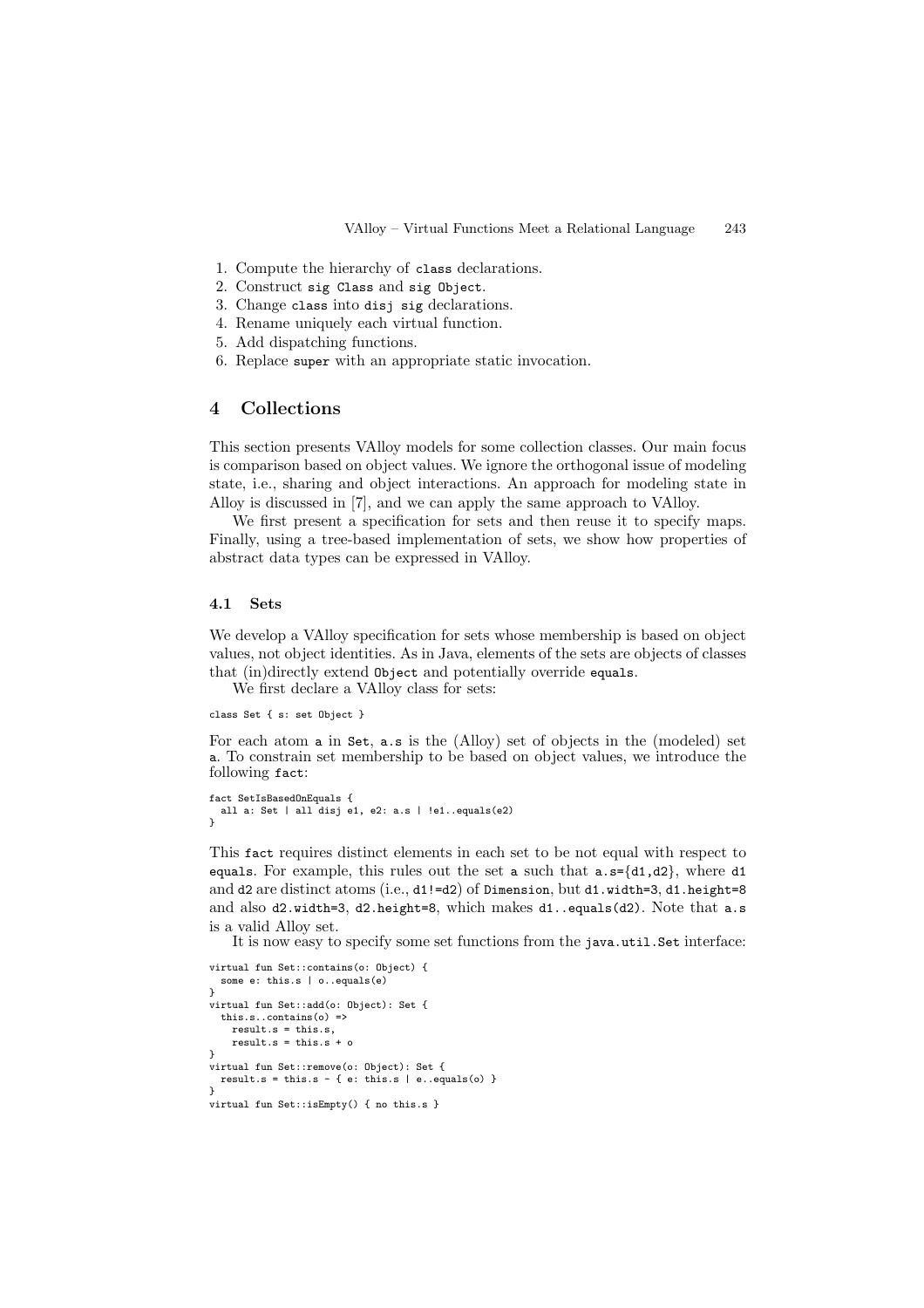1. Compute the hierarchy of `class` declarations.
2. Construct `sig Class` and `sig Object`.
3. Change `class` into `disj sig` declarations.
4. Rename uniquely each virtual function.
5. Add dispatching functions.
6. Replace `super` with an appropriate static invocation.

## 4 Collections

This section presents VAlloy models for some collection classes. Our main focus is comparison based on object values. We ignore the orthogonal issue of modeling state, i.e., sharing and object interactions. An approach for modeling state in Alloy is discussed in [7], and we can apply the same approach to VAlloy.

We first present a specification for sets and then reuse it to specify maps. Finally, using a tree-based implementation of sets, we show how properties of abstract data types can be expressed in VAlloy.

### 4.1 Sets

We develop a VAlloy specification for sets whose membership is based on object values, not object identities. As in Java, elements of the sets are objects of classes that (in)directly extend `Object` and potentially override `equals`.

We first declare a VAlloy class for sets:

```
class Set { s: set Object }
```

For each atom `a` in `Set`, `a.s` is the (Alloy) set of objects in the (modeled) set `a`. To constrain set membership to be based on object values, we introduce the following `fact`:

```
fact SetIsBasedOnEquals {
  all a: Set | all disj e1, e2: a.s | !e1..equals(e2)
}
```

This `fact` requires distinct elements in each set to be not equal with respect to `equals`. For example, this rules out the set `a` such that `a.s={d1,d2}`, where `d1` and `d2` are distinct atoms (i.e., `d1!=d2`) of `Dimension`, but `d1.width=3`, `d1.height=8` and also `d2.width=3`, `d2.height=8`, which makes `d1..equals(d2)`. Note that `a.s` is a valid Alloy set.

It is now easy to specify some set functions from the `java.util.Set` interface:

```
virtual fun Set::contains(o: Object) {
  some e: this.s | o..equals(e)
}
virtual fun Set::add(o: Object): Set {
  this.s..contains(o) =>
    result.s = this.s,
    result.s = this.s + o
}
virtual fun Set::remove(o: Object): Set {
  result.s = this.s - { e: this.s | e..equals(o) }
}
virtual fun Set::isEmpty() { no this.s }
```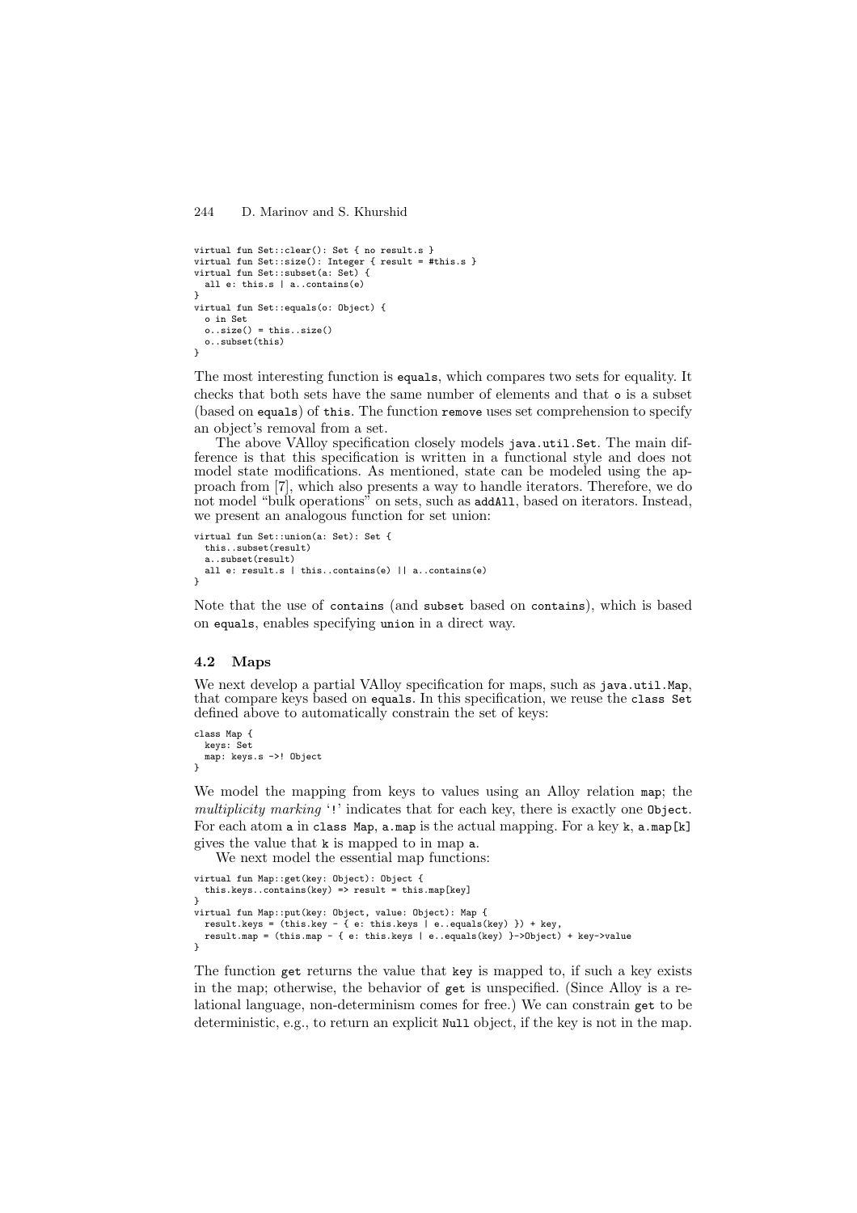```
virtual fun Set::clear(): Set { no result.s }
virtual fun Set::size(): Integer { result = #this.s }
virtual fun Set::subset(a: Set) {
  all e: this.s | a..contains(e)
}
virtual fun Set::equals(o: Object) {
  o in Set
  o..size() = this..size()
  o..subset(this)
}
```

The most interesting function is `equals`, which compares two sets for equality. It checks that both sets have the same number of elements and that `o` is a subset (based on `equals`) of `this`. The function `remove` uses set comprehension to specify an object's removal from a set.

The above VAlloy specification closely models `java.util.Set`. The main difference is that this specification is written in a functional style and does not model state modifications. As mentioned, state can be modeled using the approach from [7], which also presents a way to handle iterators. Therefore, we do not model "bulk operations" on sets, such as `addAll`, based on iterators. Instead, we present an analogous function for set union:

```
virtual fun Set::union(a: Set): Set {
  this..subset(result)
  a..subset(result)
  all e: result.s | this..contains(e) || a..contains(e)
}
```

Note that the use of `contains` (and `subset` based on `contains`), which is based on `equals`, enables specifying `union` in a direct way.

### 4.2 Maps

We next develop a partial VAlloy specification for maps, such as `java.util.Map`, that compare keys based on `equals`. In this specification, we reuse the `class Set` defined above to automatically constrain the set of keys:

```
class Map {
  keys: Set
  map: keys.s ->! Object
}
```

We model the mapping from keys to values using an Alloy relation `map`; the *multiplicity marking* '`!`' indicates that for each key, there is exactly one `Object`. For each atom `a` in `class Map`, `a.map` is the actual mapping. For a key `k`, `a.map[k]` gives the value that `k` is mapped to in map `a`.

We next model the essential map functions:

```
virtual fun Map::get(key: Object): Object {
  this.keys..contains(key) => result = this.map[key]
}
virtual fun Map::put(key: Object, value: Object): Map {
  result.keys = (this.key - { e: this.keys | e..equals(key) }) + key,
  result.map = (this.map - { e: this.keys | e..equals(key) }->Object) + key->value
}
```

The function `get` returns the value that `key` is mapped to, if such a key exists in the map; otherwise, the behavior of `get` is unspecified. (Since Alloy is a relational language, non-determinism comes for free.) We can constrain `get` to be deterministic, e.g., to return an explicit `Null` object, if the key is not in the map.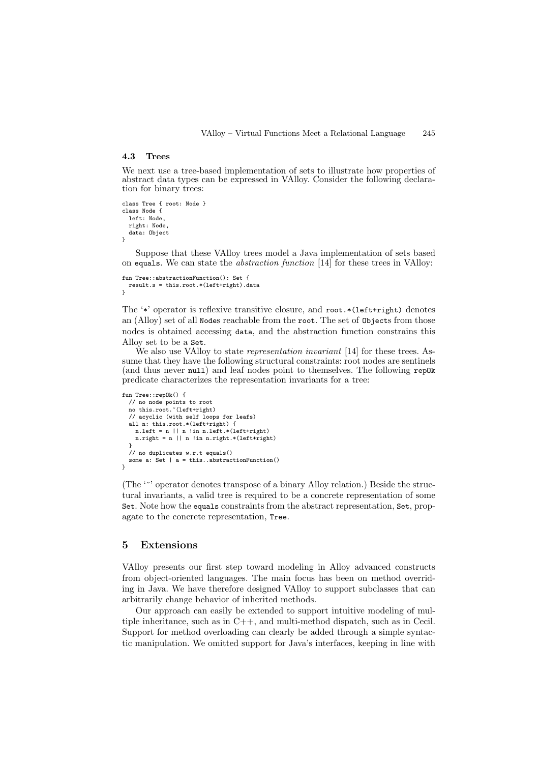### 4.3 Trees

We next use a tree-based implementation of sets to illustrate how properties of abstract data types can be expressed in VAlloy. Consider the following declaration for binary trees:

```
class Tree { root: Node }
class Node {
  left: Node,
  right: Node,
  data: Object
}
```

Suppose that these VAlloy trees model a Java implementation of sets based on `equals`. We can state the *abstraction function* [14] for these trees in VAlloy:

```
fun Tree::abstractionFunction(): Set {
  result.s = this.root.*(left+right).data
}
```

The '`*`' operator is reflexive transitive closure, and `root.*(left+right)` denotes an (Alloy) set of all `Node`s reachable from the `root`. The set of `Object`s from those nodes is obtained accessing `data`, and the abstraction function constrains this Alloy set to be a `Set`.

We also use VAlloy to state *representation invariant* [14] for these trees. Assume that they have the following structural constraints: root nodes are sentinels (and thus never `null`) and leaf nodes point to themselves. The following `repOk` predicate characterizes the representation invariants for a tree:

```
fun Tree::repOk() {
  // no node points to root
  no this.root.~(left+right)
  // acyclic (with self loops for leafs)
  all n: this.root.*(left+right) {
    n.left = n || n !in n.left.*(left+right)
    n.right = n || n !in n.right.*(left+right)
  }
  // no duplicates w.r.t equals()
  some a: Set | a = this..abstractionFunction()
}
```

(The '`~`' operator denotes transpose of a binary Alloy relation.) Beside the structural invariants, a valid tree is required to be a concrete representation of some `Set`. Note how the `equals` constraints from the abstract representation, `Set`, propagate to the concrete representation, `Tree`.

## 5 Extensions

VAlloy presents our first step toward modeling in Alloy advanced constructs from object-oriented languages. The main focus has been on method overriding in Java. We have therefore designed VAlloy to support subclasses that can arbitrarily change behavior of inherited methods.

Our approach can easily be extended to support intuitive modeling of multiple inheritance, such as in C++, and multi-method dispatch, such as in Cecil. Support for method overloading can clearly be added through a simple syntactic manipulation. We omitted support for Java's interfaces, keeping in line with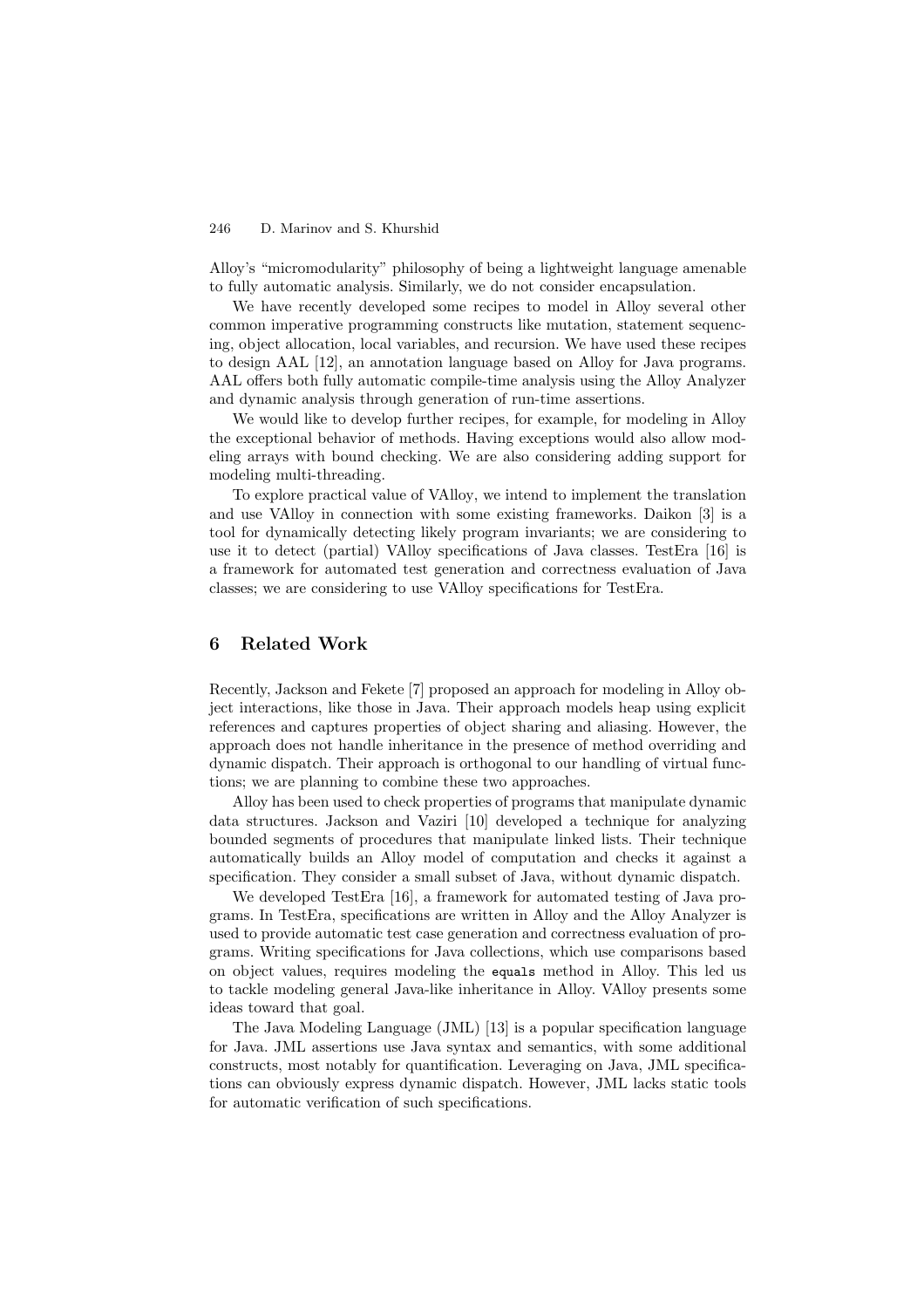Alloy's "micromodularity" philosophy of being a lightweight language amenable to fully automatic analysis. Similarly, we do not consider encapsulation.

We have recently developed some recipes to model in Alloy several other common imperative programming constructs like mutation, statement sequencing, object allocation, local variables, and recursion. We have used these recipes to design AAL [12], an annotation language based on Alloy for Java programs. AAL offers both fully automatic compile-time analysis using the Alloy Analyzer and dynamic analysis through generation of run-time assertions.

We would like to develop further recipes, for example, for modeling in Alloy the exceptional behavior of methods. Having exceptions would also allow modeling arrays with bound checking. We are also considering adding support for modeling multi-threading.

To explore practical value of VAlloy, we intend to implement the translation and use VAlloy in connection with some existing frameworks. Daikon [3] is a tool for dynamically detecting likely program invariants; we are considering to use it to detect (partial) VAlloy specifications of Java classes. TestEra [16] is a framework for automated test generation and correctness evaluation of Java classes; we are considering to use VAlloy specifications for TestEra.

## 6 Related Work

Recently, Jackson and Fekete [7] proposed an approach for modeling in Alloy object interactions, like those in Java. Their approach models heap using explicit references and captures properties of object sharing and aliasing. However, the approach does not handle inheritance in the presence of method overriding and dynamic dispatch. Their approach is orthogonal to our handling of virtual functions; we are planning to combine these two approaches.

Alloy has been used to check properties of programs that manipulate dynamic data structures. Jackson and Vaziri [10] developed a technique for analyzing bounded segments of procedures that manipulate linked lists. Their technique automatically builds an Alloy model of computation and checks it against a specification. They consider a small subset of Java, without dynamic dispatch.

We developed TestEra [16], a framework for automated testing of Java programs. In TestEra, specifications are written in Alloy and the Alloy Analyzer is used to provide automatic test case generation and correctness evaluation of programs. Writing specifications for Java collections, which use comparisons based on object values, requires modeling the `equals` method in Alloy. This led us to tackle modeling general Java-like inheritance in Alloy. VAlloy presents some ideas toward that goal.

The Java Modeling Language (JML) [13] is a popular specification language for Java. JML assertions use Java syntax and semantics, with some additional constructs, most notably for quantification. Leveraging on Java, JML specifications can obviously express dynamic dispatch. However, JML lacks static tools for automatic verification of such specifications.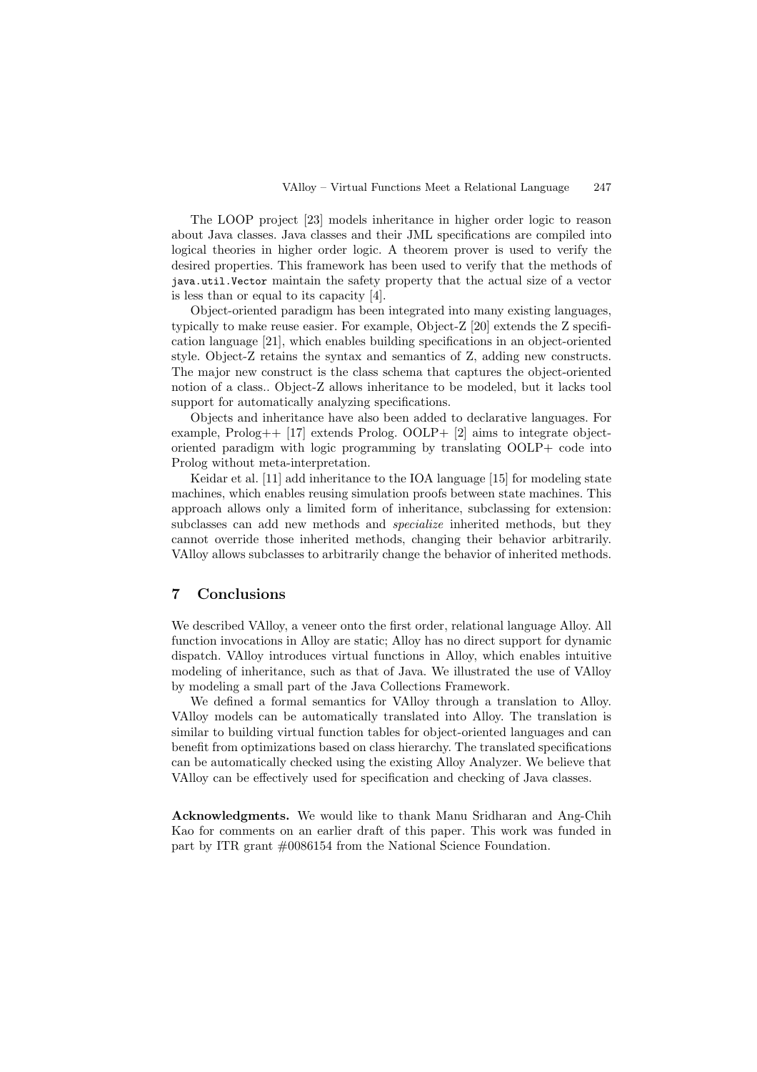The LOOP project [23] models inheritance in higher order logic to reason about Java classes. Java classes and their JML specifications are compiled into logical theories in higher order logic. A theorem prover is used to verify the desired properties. This framework has been used to verify that the methods of `java.util.Vector` maintain the safety property that the actual size of a vector is less than or equal to its capacity [4].

Object-oriented paradigm has been integrated into many existing languages, typically to make reuse easier. For example, Object-Z [20] extends the Z specification language [21], which enables building specifications in an object-oriented style. Object-Z retains the syntax and semantics of Z, adding new constructs. The major new construct is the class schema that captures the object-oriented notion of a class.. Object-Z allows inheritance to be modeled, but it lacks tool support for automatically analyzing specifications.

Objects and inheritance have also been added to declarative languages. For example, Prolog++ [17] extends Prolog. OOLP+ [2] aims to integrate object-oriented paradigm with logic programming by translating OOLP+ code into Prolog without meta-interpretation.

Keidar et al. [11] add inheritance to the IOA language [15] for modeling state machines, which enables reusing simulation proofs between state machines. This approach allows only a limited form of inheritance, subclassing for extension: subclasses can add new methods and *specialize* inherited methods, but they cannot override those inherited methods, changing their behavior arbitrarily. VAlloy allows subclasses to arbitrarily change the behavior of inherited methods.

## 7 Conclusions

We described VAlloy, a veneer onto the first order, relational language Alloy. All function invocations in Alloy are static; Alloy has no direct support for dynamic dispatch. VAlloy introduces virtual functions in Alloy, which enables intuitive modeling of inheritance, such as that of Java. We illustrated the use of VAlloy by modeling a small part of the Java Collections Framework.

We defined a formal semantics for VAlloy through a translation to Alloy. VAlloy models can be automatically translated into Alloy. The translation is similar to building virtual function tables for object-oriented languages and can benefit from optimizations based on class hierarchy. The translated specifications can be automatically checked using the existing Alloy Analyzer. We believe that VAlloy can be effectively used for specification and checking of Java classes.

**Acknowledgments.** We would like to thank Manu Sridharan and Ang-Chih Kao for comments on an earlier draft of this paper. This work was funded in part by ITR grant #0086154 from the National Science Foundation.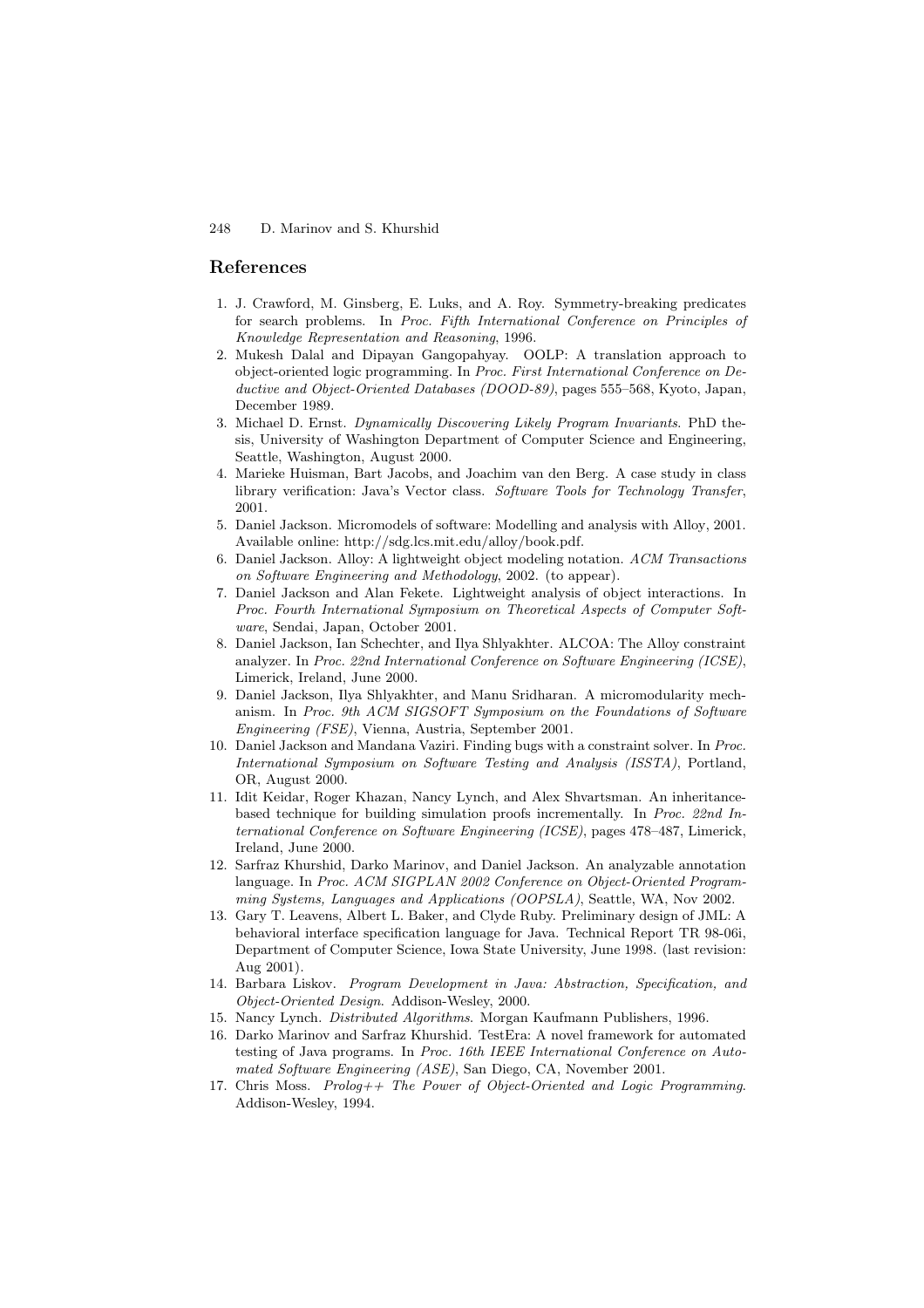## References

1. J. Crawford, M. Ginsberg, E. Luks, and A. Roy. Symmetry-breaking predicates for search problems. In *Proc. Fifth International Conference on Principles of Knowledge Representation and Reasoning*, 1996.
2. Mukesh Dalal and Dipayan Gangopahyay. OOLP: A translation approach to object-oriented logic programming. In *Proc. First International Conference on Deductive and Object-Oriented Databases (DOOD-89)*, pages 555–568, Kyoto, Japan, December 1989.
3. Michael D. Ernst. *Dynamically Discovering Likely Program Invariants*. PhD thesis, University of Washington Department of Computer Science and Engineering, Seattle, Washington, August 2000.
4. Marieke Huisman, Bart Jacobs, and Joachim van den Berg. A case study in class library verification: Java's Vector class. *Software Tools for Technology Transfer*, 2001.
5. Daniel Jackson. Micromodels of software: Modelling and analysis with Alloy, 2001. Available online: http://sdg.lcs.mit.edu/alloy/book.pdf.
6. Daniel Jackson. Alloy: A lightweight object modeling notation. *ACM Transactions on Software Engineering and Methodology*, 2002. (to appear).
7. Daniel Jackson and Alan Fekete. Lightweight analysis of object interactions. In *Proc. Fourth International Symposium on Theoretical Aspects of Computer Software*, Sendai, Japan, October 2001.
8. Daniel Jackson, Ian Schechter, and Ilya Shlyakhter. ALCOA: The Alloy constraint analyzer. In *Proc. 22nd International Conference on Software Engineering (ICSE)*, Limerick, Ireland, June 2000.
9. Daniel Jackson, Ilya Shlyakhter, and Manu Sridharan. A micromodularity mechanism. In *Proc. 9th ACM SIGSOFT Symposium on the Foundations of Software Engineering (FSE)*, Vienna, Austria, September 2001.
10. Daniel Jackson and Mandana Vaziri. Finding bugs with a constraint solver. In *Proc. International Symposium on Software Testing and Analysis (ISSTA)*, Portland, OR, August 2000.
11. Idit Keidar, Roger Khazan, Nancy Lynch, and Alex Shvartsman. An inheritance-based technique for building simulation proofs incrementally. In *Proc. 22nd International Conference on Software Engineering (ICSE)*, pages 478–487, Limerick, Ireland, June 2000.
12. Sarfraz Khurshid, Darko Marinov, and Daniel Jackson. An analyzable annotation language. In *Proc. ACM SIGPLAN 2002 Conference on Object-Oriented Programming Systems, Languages and Applications (OOPSLA)*, Seattle, WA, Nov 2002.
13. Gary T. Leavens, Albert L. Baker, and Clyde Ruby. Preliminary design of JML: A behavioral interface specification language for Java. Technical Report TR 98-06i, Department of Computer Science, Iowa State University, June 1998. (last revision: Aug 2001).
14. Barbara Liskov. *Program Development in Java: Abstraction, Specification, and Object-Oriented Design*. Addison-Wesley, 2000.
15. Nancy Lynch. *Distributed Algorithms*. Morgan Kaufmann Publishers, 1996.
16. Darko Marinov and Sarfraz Khurshid. TestEra: A novel framework for automated testing of Java programs. In *Proc. 16th IEEE International Conference on Automated Software Engineering (ASE)*, San Diego, CA, November 2001.
17. Chris Moss. *Prolog++ The Power of Object-Oriented and Logic Programming*. Addison-Wesley, 1994.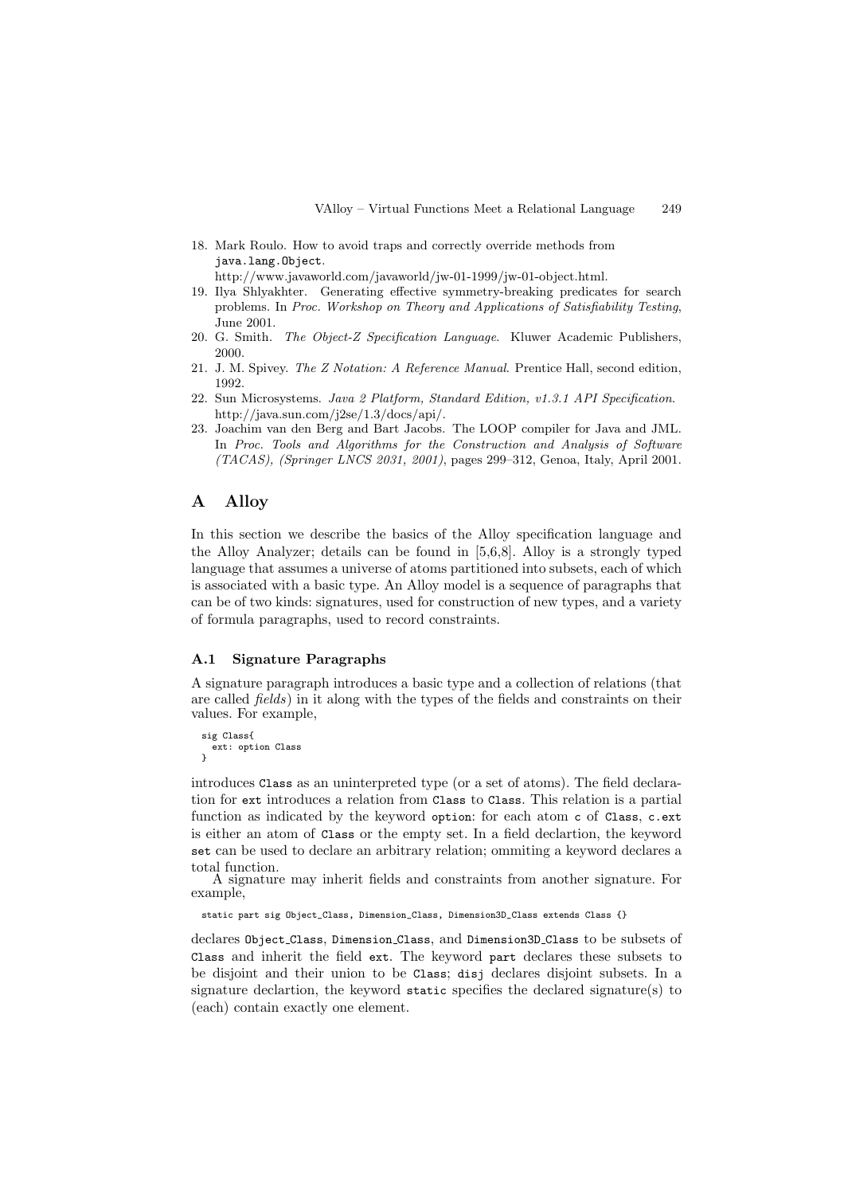18. Mark Roulo. How to avoid traps and correctly override methods from `java.lang.Object`. http://www.javaworld.com/javaworld/jw-01-1999/jw-01-object.html.
19. Ilya Shlyakhter. Generating effective symmetry-breaking predicates for search problems. In *Proc. Workshop on Theory and Applications of Satisfiability Testing*, June 2001.
20. G. Smith. *The Object-Z Specification Language.* Kluwer Academic Publishers, 2000.
21. J. M. Spivey. *The Z Notation: A Reference Manual*. Prentice Hall, second edition, 1992.
22. Sun Microsystems. *Java 2 Platform, Standard Edition, v1.3.1 API Specification*. http://java.sun.com/j2se/1.3/docs/api/.
23. Joachim van den Berg and Bart Jacobs. The LOOP compiler for Java and JML. In *Proc. Tools and Algorithms for the Construction and Analysis of Software (TACAS), (Springer LNCS 2031, 2001)*, pages 299–312, Genoa, Italy, April 2001.

# A Alloy

In this section we describe the basics of the Alloy specification language and the Alloy Analyzer; details can be found in [5,6,8]. Alloy is a strongly typed language that assumes a universe of atoms partitioned into subsets, each of which is associated with a basic type. An Alloy model is a sequence of paragraphs that can be of two kinds: signatures, used for construction of new types, and a variety of formula paragraphs, used to record constraints.

## A.1 Signature Paragraphs

A signature paragraph introduces a basic type and a collection of relations (that are called *fields*) in it along with the types of the fields and constraints on their values. For example,

```
sig Class{
  ext: option Class
}
```

introduces `Class` as an uninterpreted type (or a set of atoms). The field declaration for `ext` introduces a relation from `Class` to `Class`. This relation is a partial function as indicated by the keyword `option`: for each atom `c` of `Class`, `c.ext` is either an atom of `Class` or the empty set. In a field declartion, the keyword `set` can be used to declare an arbitrary relation; ommiting a keyword declares a total function.

A signature may inherit fields and constraints from another signature. For example,

```
static part sig Object_Class, Dimension_Class, Dimension3D_Class extends Class {}
```

declares `Object_Class`, `Dimension_Class`, and `Dimension3D_Class` to be subsets of `Class` and inherit the field `ext`. The keyword `part` declares these subsets to be disjoint and their union to be `Class`; `disj` declares disjoint subsets. In a signature declartion, the keyword `static` specifies the declared signature(s) to (each) contain exactly one element.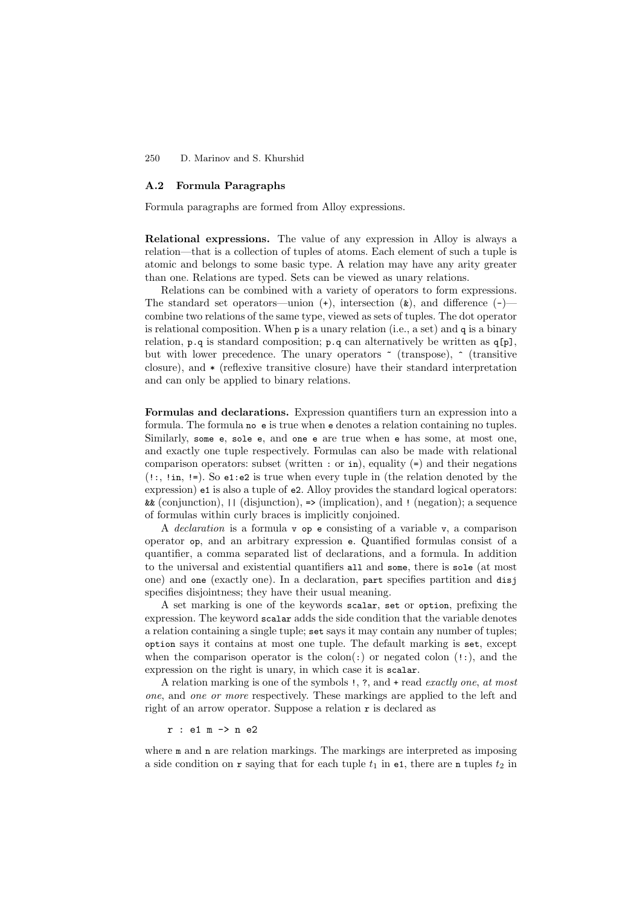### A.2 Formula Paragraphs

Formula paragraphs are formed from Alloy expressions.

**Relational expressions.** The value of any expression in Alloy is always a relation—that is a collection of tuples of atoms. Each element of such a tuple is atomic and belongs to some basic type. A relation may have any arity greater than one. Relations are typed. Sets can be viewed as unary relations.

Relations can be combined with a variety of operators to form expressions. The standard set operators—union (`+`), intersection (`&`), and difference (`-`)—combine two relations of the same type, viewed as sets of tuples. The dot operator is relational composition. When `p` is a unary relation (i.e., a set) and `q` is a binary relation, `p.q` is standard composition; `p.q` can alternatively be written as `q[p]`, but with lower precedence. The unary operators `~` (transpose), `^` (transitive closure), and `*` (reflexive transitive closure) have their standard interpretation and can only be applied to binary relations.

**Formulas and declarations.** Expression quantifiers turn an expression into a formula. The formula `no e` is true when `e` denotes a relation containing no tuples. Similarly, `some e`, `sole e`, and `one e` are true when `e` has some, at most one, and exactly one tuple respectively. Formulas can also be made with relational comparison operators: subset (written `:` or `in`), equality (`=`) and their negations (`!:`, `!in`, `!=`). So `e1:e2` is true when every tuple in (the relation denoted by the expression) `e1` is also a tuple of `e2`. Alloy provides the standard logical operators: `&&` (conjunction), `||` (disjunction), `=>` (implication), and `!` (negation); a sequence of formulas within curly braces is implicitly conjoined.

A *declaration* is a formula `v op e` consisting of a variable `v`, a comparison operator `op`, and an arbitrary expression `e`. Quantified formulas consist of a quantifier, a comma separated list of declarations, and a formula. In addition to the universal and existential quantifiers `all` and `some`, there is `sole` (at most one) and `one` (exactly one). In a declaration, `part` specifies partition and `disj` specifies disjointness; they have their usual meaning.

A set marking is one of the keywords `scalar`, `set` or `option`, prefixing the expression. The keyword `scalar` adds the side condition that the variable denotes a relation containing a single tuple; `set` says it may contain any number of tuples; `option` says it contains at most one tuple. The default marking is `set`, except when the comparison operator is the colon(`:`) or negated colon (`!:`), and the expression on the right is unary, in which case it is `scalar`.

A relation marking is one of the symbols `!`, `?`, and `+` read *exactly one*, *at most one*, and *one or more* respectively. These markings are applied to the left and right of an arrow operator. Suppose a relation `r` is declared as

```
r : e1 m -> n e2
```

where `m` and `n` are relation markings. The markings are interpreted as imposing a side condition on `r` saying that for each tuple $t_1$ in `e1`, there are `n` tuples $t_2$ in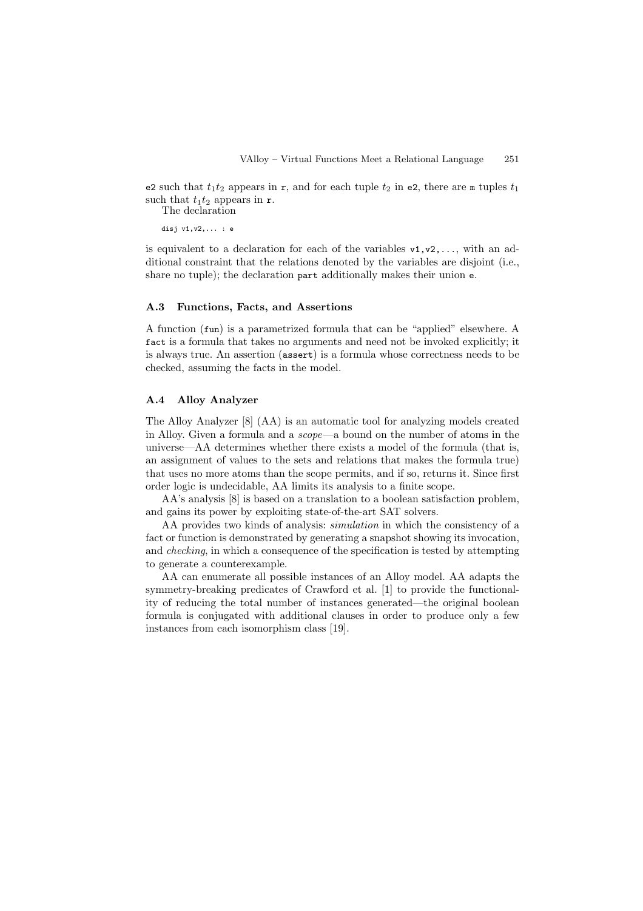e2 such that $t_1t_2$ appears in r, and for each tuple $t_2$ in e2, there are m tuples $t_1$ such that $t_1t_2$ appears in r.

The declaration

```
disj v1,v2,... : e
```

is equivalent to a declaration for each of the variables v1,v2,..., with an additional constraint that the relations denoted by the variables are disjoint (i.e., share no tuple); the declaration part additionally makes their union e.

### A.3 Functions, Facts, and Assertions

A function (fun) is a parametrized formula that can be "applied" elsewhere. A fact is a formula that takes no arguments and need not be invoked explicitly; it is always true. An assertion (assert) is a formula whose correctness needs to be checked, assuming the facts in the model.

### A.4 Alloy Analyzer

The Alloy Analyzer [8] (AA) is an automatic tool for analyzing models created in Alloy. Given a formula and a *scope*—a bound on the number of atoms in the universe—AA determines whether there exists a model of the formula (that is, an assignment of values to the sets and relations that makes the formula true) that uses no more atoms than the scope permits, and if so, returns it. Since first order logic is undecidable, AA limits its analysis to a finite scope.

AA's analysis [8] is based on a translation to a boolean satisfaction problem, and gains its power by exploiting state-of-the-art SAT solvers.

AA provides two kinds of analysis: *simulation* in which the consistency of a fact or function is demonstrated by generating a snapshot showing its invocation, and *checking*, in which a consequence of the specification is tested by attempting to generate a counterexample.

AA can enumerate all possible instances of an Alloy model. AA adapts the symmetry-breaking predicates of Crawford et al. [1] to provide the functionality of reducing the total number of instances generated—the original boolean formula is conjugated with additional clauses in order to produce only a few instances from each isomorphism class [19].